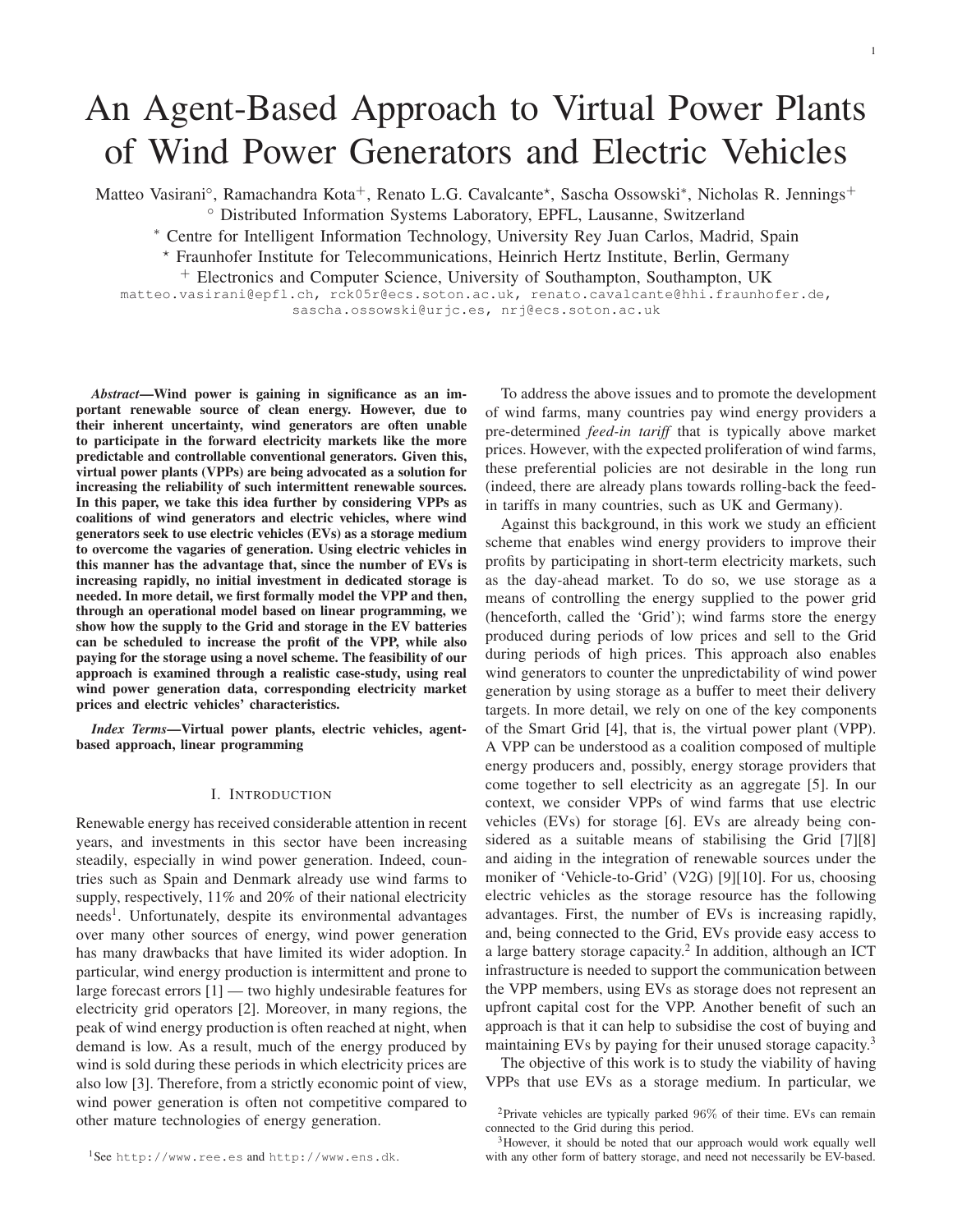# An Agent-Based Approach to Virtual Power Plants of Wind Power Generators and Electric Vehicles

Matteo Vasirani[°], Ramachandra Kota[+], Renato L.G. Cavalcante[⋆], Sascha Ossowski[*], Nicholas R. Jennings[+]

[°] Distributed Information Systems Laboratory, EPFL, Lausanne, Switzerland

[*] Centre for Intelligent Information Technology, University Rey Juan Carlos, Madrid, Spain

[⋆] Fraunhofer Institute for Telecommunications, Heinrich Hertz Institute, Berlin, Germany

[+] Electronics and Computer Science, University of Southampton, Southampton, UK

matteo.vasirani@epfl.ch, rck05r@ecs.soton.ac.uk, renato.cavalcante@hhi.fraunhofer.de, sascha.ossowski@urjc.es, nrj@ecs.soton.ac.uk

***Abstract*—Wind power is gaining in significance as an important renewable source of clean energy. However, due to their inherent uncertainty, wind generators are often unable to participate in the forward electricity markets like the more predictable and controllable conventional generators. Given this, virtual power plants (VPPs) are being advocated as a solution for increasing the reliability of such intermittent renewable sources. In this paper, we take this idea further by considering VPPs as coalitions of wind generators and electric vehicles, where wind generators seek to use electric vehicles (EVs) as a storage medium to overcome the vagaries of generation. Using electric vehicles in this manner has the advantage that, since the number of EVs is increasing rapidly, no initial investment in dedicated storage is needed. In more detail, we first formally model the VPP and then, through an operational model based on linear programming, we show how the supply to the Grid and storage in the EV batteries can be scheduled to increase the profit of the VPP, while also paying for the storage using a novel scheme. The feasibility of our approach is examined through a realistic case-study, using real wind power generation data, corresponding electricity market prices and electric vehicles' characteristics.**

***Index Terms*—Virtual power plants, electric vehicles, agent-based approach, linear programming**

## I. Introduction

Renewable energy has received considerable attention in recent years, and investments in this sector have been increasing steadily, especially in wind power generation. Indeed, countries such as Spain and Denmark already use wind farms to supply, respectively, 11% and 20% of their national electricity needs[1]. Unfortunately, despite its environmental advantages over many other sources of energy, wind power generation has many drawbacks that have limited its wider adoption. In particular, wind energy production is intermittent and prone to large forecast errors [1] — two highly undesirable features for electricity grid operators [2]. Moreover, in many regions, the peak of wind energy production is often reached at night, when demand is low. As a result, much of the energy produced by wind is sold during these periods in which electricity prices are also low [3]. Therefore, from a strictly economic point of view, wind power generation is often not competitive compared to other mature technologies of energy generation.

To address the above issues and to promote the development of wind farms, many countries pay wind energy providers a pre-determined *feed-in tariff* that is typically above market prices. However, with the expected proliferation of wind farms, these preferential policies are not desirable in the long run (indeed, there are already plans towards rolling-back the feed-in tariffs in many countries, such as UK and Germany).

Against this background, in this work we study an efficient scheme that enables wind energy providers to improve their profits by participating in short-term electricity markets, such as the day-ahead market. To do so, we use storage as a means of controlling the energy supplied to the power grid (henceforth, called the 'Grid'); wind farms store the energy produced during periods of low prices and sell to the Grid during periods of high prices. This approach also enables wind generators to counter the unpredictability of wind power generation by using storage as a buffer to meet their delivery targets. In more detail, we rely on one of the key components of the Smart Grid [4], that is, the virtual power plant (VPP). A VPP can be understood as a coalition composed of multiple energy producers and, possibly, energy storage providers that come together to sell electricity as an aggregate [5]. In our context, we consider VPPs of wind farms that use electric vehicles (EVs) for storage [6]. EVs are already being considered as a suitable means of stabilising the Grid [7][8] and aiding in the integration of renewable sources under the moniker of 'Vehicle-to-Grid' (V2G) [9][10]. For us, choosing electric vehicles as the storage resource has the following advantages. First, the number of EVs is increasing rapidly, and, being connected to the Grid, EVs provide easy access to a large battery storage capacity.[2] In addition, although an ICT infrastructure is needed to support the communication between the VPP members, using EVs as storage does not represent an upfront capital cost for the VPP. Another benefit of such an approach is that it can help to subsidise the cost of buying and maintaining EVs by paying for their unused storage capacity.[3]

The objective of this work is to study the viability of having VPPs that use EVs as a storage medium. In particular, we

[1] See http://www.ree.es and http://www.ens.dk.

[2] Private vehicles are typically parked 96% of their time. EVs can remain connected to the Grid during this period.

[3] However, it should be noted that our approach would work equally well with any other form of battery storage, and need not necessarily be EV-based.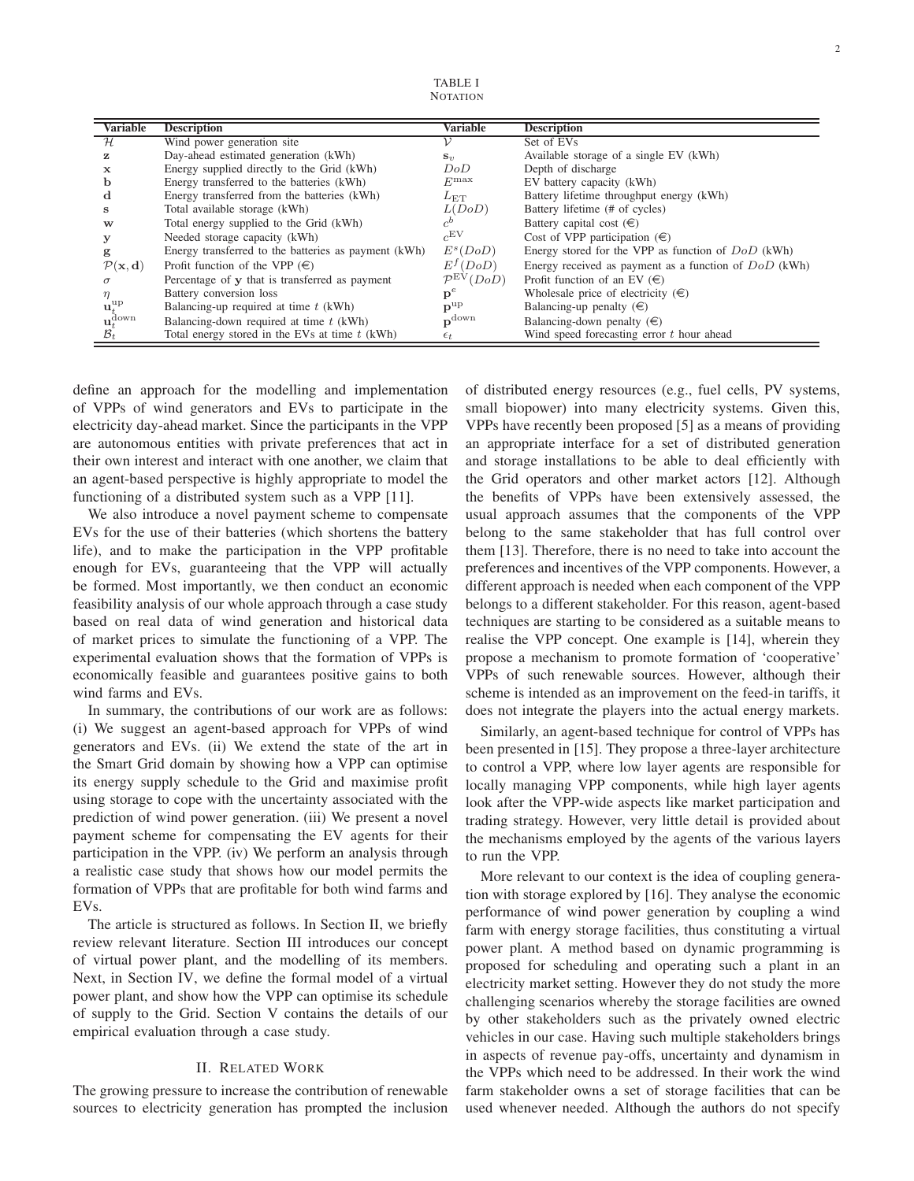TABLE I
NOTATION

| Variable | Description | Variable | Description |
|---|---|---|---|
| $\mathcal{H}$ | Wind power generation site | $\mathcal{V}$ | Set of EVs |
| $\mathbf{z}$ | Day-ahead estimated generation (kWh) | $\mathbf{s}_v$ | Available storage of a single EV (kWh) |
| $\mathbf{x}$ | Energy supplied directly to the Grid (kWh) | $DoD$ | Depth of discharge |
| $\mathbf{b}$ | Energy transferred to the batteries (kWh) | $E^{\max}$ | EV battery capacity (kWh) |
| $\mathbf{d}$ | Energy transferred from the batteries (kWh) | $L_{\text{ET}}$ | Battery lifetime throughput energy (kWh) |
| $\mathbf{s}$ | Total available storage (kWh) | $L(DoD)$ | Battery lifetime (# of cycles) |
| $\mathbf{w}$ | Total energy supplied to the Grid (kWh) | $c^b$ | Battery capital cost (€) |
| $\mathbf{y}$ | Needed storage capacity (kWh) | $c^{\text{EV}}$ | Cost of VPP participation (€) |
| $\mathbf{g}$ | Energy transferred to the batteries as payment (kWh) | $E^s(DoD)$ | Energy stored for the VPP as function of $DoD$ (kWh) |
| $\mathcal{P}(\mathbf{x}, \mathbf{d})$ | Profit function of the VPP (€) | $E^f(DoD)$ | Energy received as payment as a function of $DoD$ (kWh) |
| $\sigma$ | Percentage of $\mathbf{y}$ that is transferred as payment | $\mathcal{P}^{\text{EV}}(DoD)$ | Profit function of an EV (€) |
| $\eta$ | Battery conversion loss | $\mathbf{p}^e$ | Wholesale price of electricity (€) |
| $\mathbf{u}_t^{\text{up}}$ | Balancing-up required at time $t$ (kWh) | $\mathbf{p}^{\text{up}}$ | Balancing-up penalty (€) |
| $\mathbf{u}_t^{\text{down}}$ | Balancing-down required at time $t$ (kWh) | $\mathbf{p}^{\text{down}}$ | Balancing-down penalty (€) |
| $\mathcal{B}_t$ | Total energy stored in the EVs at time $t$ (kWh) | $\epsilon_t$ | Wind speed forecasting error $t$ hour ahead |

define an approach for the modelling and implementation of VPPs of wind generators and EVs to participate in the electricity day-ahead market. Since the participants in the VPP are autonomous entities with private preferences that act in their own interest and interact with one another, we claim that an agent-based perspective is highly appropriate to model the functioning of a distributed system such as a VPP [11].

We also introduce a novel payment scheme to compensate EVs for the use of their batteries (which shortens the battery life), and to make the participation in the VPP profitable enough for EVs, guaranteeing that the VPP will actually be formed. Most importantly, we then conduct an economic feasibility analysis of our whole approach through a case study based on real data of wind generation and historical data of market prices to simulate the functioning of a VPP. The experimental evaluation shows that the formation of VPPs is economically feasible and guarantees positive gains to both wind farms and EVs.

In summary, the contributions of our work are as follows: (i) We suggest an agent-based approach for VPPs of wind generators and EVs. (ii) We extend the state of the art in the Smart Grid domain by showing how a VPP can optimise its energy supply schedule to the Grid and maximise profit using storage to cope with the uncertainty associated with the prediction of wind power generation. (iii) We present a novel payment scheme for compensating the EV agents for their participation in the VPP. (iv) We perform an analysis through a realistic case study that shows how our model permits the formation of VPPs that are profitable for both wind farms and EVs.

The article is structured as follows. In Section II, we briefly review relevant literature. Section III introduces our concept of virtual power plant, and the modelling of its members. Next, in Section IV, we define the formal model of a virtual power plant, and show how the VPP can optimise its schedule of supply to the Grid. Section V contains the details of our empirical evaluation through a case study.

## II. Related Work

The growing pressure to increase the contribution of renewable sources to electricity generation has prompted the inclusion of distributed energy resources (e.g., fuel cells, PV systems, small biopower) into many electricity systems. Given this, VPPs have recently been proposed [5] as a means of providing an appropriate interface for a set of distributed generation and storage installations to be able to deal efficiently with the Grid operators and other market actors [12]. Although the benefits of VPPs have been extensively assessed, the usual approach assumes that the components of the VPP belong to the same stakeholder that has full control over them [13]. Therefore, there is no need to take into account the preferences and incentives of the VPP components. However, a different approach is needed when each component of the VPP belongs to a different stakeholder. For this reason, agent-based techniques are starting to be considered as a suitable means to realise the VPP concept. One example is [14], wherein they propose a mechanism to promote formation of 'cooperative' VPPs of such renewable sources. However, although their scheme is intended as an improvement on the feed-in tariffs, it does not integrate the players into the actual energy markets.

Similarly, an agent-based technique for control of VPPs has been presented in [15]. They propose a three-layer architecture to control a VPP, where low layer agents are responsible for locally managing VPP components, while high layer agents look after the VPP-wide aspects like market participation and trading strategy. However, very little detail is provided about the mechanisms employed by the agents of the various layers to run the VPP.

More relevant to our context is the idea of coupling generation with storage explored by [16]. They analyse the economic performance of wind power generation by coupling a wind farm with energy storage facilities, thus constituting a virtual power plant. A method based on dynamic programming is proposed for scheduling and operating such a plant in an electricity market setting. However they do not study the more challenging scenarios whereby the storage facilities are owned by other stakeholders such as the privately owned electric vehicles in our case. Having such multiple stakeholders brings in aspects of revenue pay-offs, uncertainty and dynamism in the VPPs which need to be addressed. In their work the wind farm stakeholder owns a set of storage facilities that can be used whenever needed. Although the authors do not specify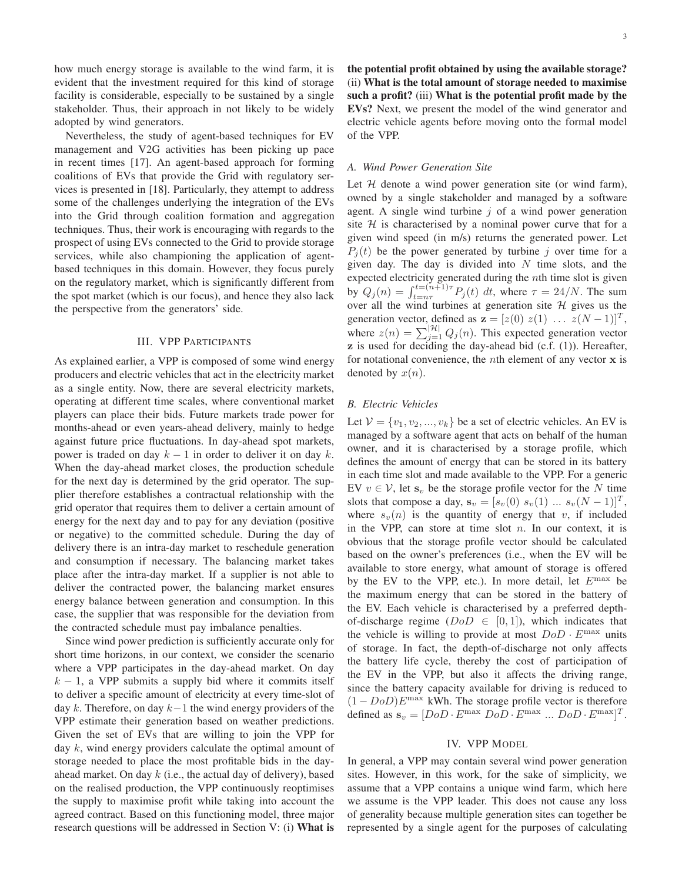how much energy storage is available to the wind farm, it is evident that the investment required for this kind of storage facility is considerable, especially to be sustained by a single stakeholder. Thus, their approach in not likely to be widely adopted by wind generators.

Nevertheless, the study of agent-based techniques for EV management and V2G activities has been picking up pace in recent times [17]. An agent-based approach for forming coalitions of EVs that provide the Grid with regulatory services is presented in [18]. Particularly, they attempt to address some of the challenges underlying the integration of the EVs into the Grid through coalition formation and aggregation techniques. Thus, their work is encouraging with regards to the prospect of using EVs connected to the Grid to provide storage services, while also championing the application of agent-based techniques in this domain. However, they focus purely on the regulatory market, which is significantly different from the spot market (which is our focus), and hence they also lack the perspective from the generators' side.

## III. VPP Participants

As explained earlier, a VPP is composed of some wind energy producers and electric vehicles that act in the electricity market as a single entity. Now, there are several electricity markets, operating at different time scales, where conventional market players can place their bids. Future markets trade power for months-ahead or even years-ahead delivery, mainly to hedge against future price fluctuations. In day-ahead spot markets, power is traded on day $k-1$ in order to deliver it on day $k$. When the day-ahead market closes, the production schedule for the next day is determined by the grid operator. The supplier therefore establishes a contractual relationship with the grid operator that requires them to deliver a certain amount of energy for the next day and to pay for any deviation (positive or negative) to the committed schedule. During the day of delivery there is an intra-day market to reschedule generation and consumption if necessary. The balancing market takes place after the intra-day market. If a supplier is not able to deliver the contracted power, the balancing market ensures energy balance between generation and consumption. In this case, the supplier that was responsible for the deviation from the contracted schedule must pay imbalance penalties.

Since wind power prediction is sufficiently accurate only for short time horizons, in our context, we consider the scenario where a VPP participates in the day-ahead market. On day $k-1$, a VPP submits a supply bid where it commits itself to deliver a specific amount of electricity at every time-slot of day $k$. Therefore, on day $k-1$ the wind energy providers of the VPP estimate their generation based on weather predictions. Given the set of EVs that are willing to join the VPP for day $k$, wind energy providers calculate the optimal amount of storage needed to place the most profitable bids in the day-ahead market. On day $k$ (i.e., the actual day of delivery), based on the realised production, the VPP continuously reoptimises the supply to maximise profit while taking into account the agreed contract. Based on this functioning model, three major research questions will be addressed in Section V: (i) **What is the potential profit obtained by using the available storage?** (ii) **What is the total amount of storage needed to maximise such a profit?** (iii) **What is the potential profit made by the EVs?** Next, we present the model of the wind generator and electric vehicle agents before moving onto the formal model of the VPP.

### A. Wind Power Generation Site

Let $\mathcal{H}$ denote a wind power generation site (or wind farm), owned by a single stakeholder and managed by a software agent. A single wind turbine $j$ of a wind power generation site $\mathcal{H}$ is characterised by a nominal power curve that for a given wind speed (in m/s) returns the generated power. Let $P_j(t)$ be the power generated by turbine $j$ over time for a given day. The day is divided into $N$ time slots, and the expected electricity generated during the $n$th time slot is given by $Q_j(n) = \int_{t=n\tau}^{t=(n+1)\tau} P_j(t)\ dt$, where $\tau = 24/N$. The sum over all the wind turbines at generation site $\mathcal{H}$ gives us the generation vector, defined as $\mathbf{z} = [z(0)\ z(1)\ \ldots\ z(N-1)]^T$, where $z(n) = \sum_{j=1}^{|\mathcal{H}|} Q_j(n)$. This expected generation vector $\mathbf{z}$ is used for deciding the day-ahead bid (c.f. (1)). Hereafter, for notational convenience, the $n$th element of any vector $\mathbf{x}$ is denoted by $x(n)$.

### B. Electric Vehicles

Let $\mathcal{V} = \{v_1, v_2, ..., v_k\}$ be a set of electric vehicles. An EV is managed by a software agent that acts on behalf of the human owner, and it is characterised by a storage profile, which defines the amount of energy that can be stored in its battery in each time slot and made available to the VPP. For a generic EV $v \in \mathcal{V}$, let $\mathbf{s}_v$ be the storage profile vector for the $N$ time slots that compose a day, $\mathbf{s}_v = [s_v(0)\ s_v(1)\ ...\ s_v(N-1)]^T$, where $s_v(n)$ is the quantity of energy that $v$, if included in the VPP, can store at time slot $n$. In our context, it is obvious that the storage profile vector should be calculated based on the owner's preferences (i.e., when the EV will be available to store energy, what amount of storage is offered by the EV to the VPP, etc.). In more detail, let $E^{\max}$ be the maximum energy that can be stored in the battery of the EV. Each vehicle is characterised by a preferred depth-of-discharge regime ($DoD \in [0, 1]$), which indicates that the vehicle is willing to provide at most $DoD \cdot E^{\max}$ units of storage. In fact, the depth-of-discharge not only affects the battery life cycle, thereby the cost of participation of the EV in the VPP, but also it affects the driving range, since the battery capacity available for driving is reduced to $(1 - DoD)E^{\max}$ kWh. The storage profile vector is therefore defined as $\mathbf{s}_v = [DoD \cdot E^{\max}\ DoD \cdot E^{\max}\ ...\ DoD \cdot E^{\max}]^T$.

## IV. VPP Model

In general, a VPP may contain several wind power generation sites. However, in this work, for the sake of simplicity, we assume that a VPP contains a unique wind farm, which here we assume is the VPP leader. This does not cause any loss of generality because multiple generation sites can together be represented by a single agent for the purposes of calculating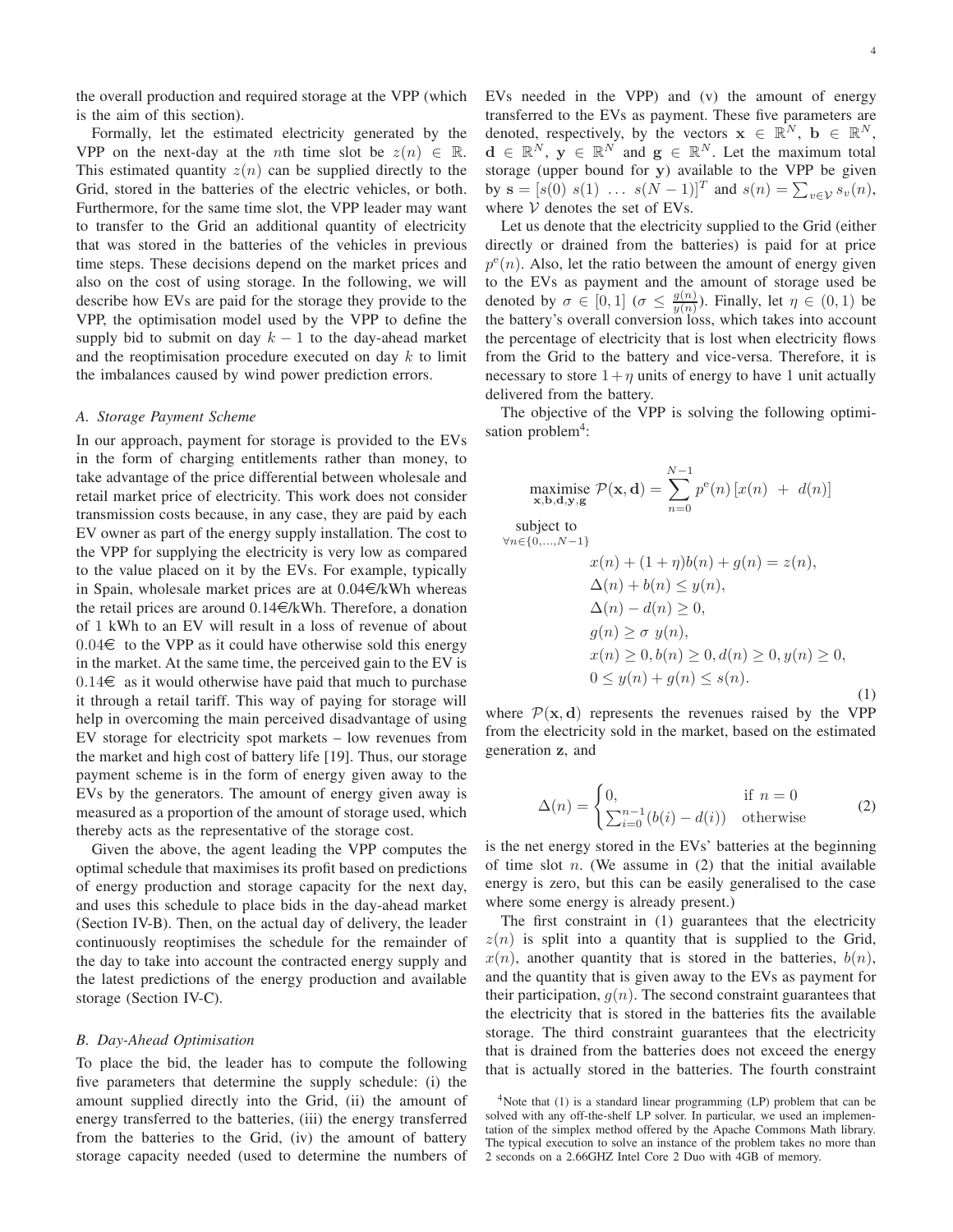the overall production and required storage at the VPP (which is the aim of this section).

Formally, let the estimated electricity generated by the VPP on the next-day at the $n$th time slot be $z(n) \in \mathbb{R}$. This estimated quantity $z(n)$ can be supplied directly to the Grid, stored in the batteries of the electric vehicles, or both. Furthermore, for the same time slot, the VPP leader may want to transfer to the Grid an additional quantity of electricity that was stored in the batteries of the vehicles in previous time steps. These decisions depend on the market prices and also on the cost of using storage. In the following, we will describe how EVs are paid for the storage they provide to the VPP, the optimisation model used by the VPP to define the supply bid to submit on day $k-1$ to the day-ahead market and the reoptimisation procedure executed on day $k$ to limit the imbalances caused by wind power prediction errors.

### A. Storage Payment Scheme

In our approach, payment for storage is provided to the EVs in the form of charging entitlements rather than money, to take advantage of the price differential between wholesale and retail market price of electricity. This work does not consider transmission costs because, in any case, they are paid by each EV owner as part of the energy supply installation. The cost to the VPP for supplying the electricity is very low as compared to the value placed on it by the EVs. For example, typically in Spain, wholesale market prices are at 0.04€/kWh whereas the retail prices are around 0.14€/kWh. Therefore, a donation of 1 kWh to an EV will result in a loss of revenue of about 0.04€ to the VPP as it could have otherwise sold this energy in the market. At the same time, the perceived gain to the EV is 0.14€ as it would otherwise have paid that much to purchase it through a retail tariff. This way of paying for storage will help in overcoming the main perceived disadvantage of using EV storage for electricity spot markets – low revenues from the market and high cost of battery life [19]. Thus, our storage payment scheme is in the form of energy given away to the EVs by the generators. The amount of energy given away is measured as a proportion of the amount of storage used, which thereby acts as the representative of the storage cost.

Given the above, the agent leading the VPP computes the optimal schedule that maximises its profit based on predictions of energy production and storage capacity for the next day, and uses this schedule to place bids in the day-ahead market (Section IV-B). Then, on the actual day of delivery, the leader continuously reoptimises the schedule for the remainder of the day to take into account the contracted energy supply and the latest predictions of the energy production and available storage (Section IV-C).

### B. Day-Ahead Optimisation

To place the bid, the leader has to compute the following five parameters that determine the supply schedule: (i) the amount supplied directly into the Grid, (ii) the amount of energy transferred to the batteries, (iii) the energy transferred from the batteries to the Grid, (iv) the amount of battery storage capacity needed (used to determine the numbers of EVs needed in the VPP) and (v) the amount of energy transferred to the EVs as payment. These five parameters are denoted, respectively, by the vectors $\mathbf{x} \in \mathbb{R}^N$, $\mathbf{b} \in \mathbb{R}^N$, $\mathbf{d} \in \mathbb{R}^N$, $\mathbf{y} \in \mathbb{R}^N$ and $\mathbf{g} \in \mathbb{R}^N$. Let the maximum total storage (upper bound for $\mathbf{y}$) available to the VPP be given by $\mathbf{s} = [s(0)\ s(1)\ \ldots\ s(N-1)]^T$ and $s(n) = \sum_{v \in \mathcal{V}} s_v(n)$, where $\mathcal{V}$ denotes the set of EVs.

Let us denote that the electricity supplied to the Grid (either directly or drained from the batteries) is paid for at price $p^{\mathrm{e}}(n)$. Also, let the ratio between the amount of energy given to the EVs as payment and the amount of storage used be denoted by $\sigma \in [0,1]$ ($\sigma \leq \frac{g(n)}{y(n)}$). Finally, let $\eta \in (0,1)$ be the battery's overall conversion loss, which takes into account the percentage of electricity that is lost when electricity flows from the Grid to the battery and vice-versa. Therefore, it is necessary to store $1+\eta$ units of energy to have 1 unit actually delivered from the battery.

The objective of the VPP is solving the following optimisation problem[4]:

$$
\begin{aligned}
\underset{\mathbf{x},\mathbf{b},\mathbf{d},\mathbf{y},\mathbf{g}}{\text{maximise}}\ & \mathcal{P}(\mathbf{x},\mathbf{d}) = \sum_{n=0}^{N-1} p^{\mathrm{e}}(n)\left[x(n)\ +\ d(n)\right] \\
\underset{\forall n \in \{0,\ldots,N-1\}}{\text{subject to}}\ & \\
& x(n) + (1+\eta)b(n) + g(n) = z(n), \\
& \Delta(n) + b(n) \leq y(n), \\
& \Delta(n) - d(n) \geq 0, \\
& g(n) \geq \sigma\ y(n), \\
& x(n) \geq 0, b(n) \geq 0, d(n) \geq 0, y(n) \geq 0, \\
& 0 \leq y(n) + g(n) \leq s(n).
\end{aligned} \tag{1}
$$

where $\mathcal{P}(\mathbf{x},\mathbf{d})$ represents the revenues raised by the VPP from the electricity sold in the market, based on the estimated generation $\mathbf{z}$, and

$$
\Delta(n) = \begin{cases} 0, & \text{if } n = 0 \\ \sum_{i=0}^{n-1}(b(i) - d(i)) & \text{otherwise} \end{cases} \tag{2}
$$

is the net energy stored in the EVs' batteries at the beginning of time slot $n$. (We assume in (2) that the initial available energy is zero, but this can be easily generalised to the case where some energy is already present.)

The first constraint in (1) guarantees that the electricity $z(n)$ is split into a quantity that is supplied to the Grid, $x(n)$, another quantity that is stored in the batteries, $b(n)$, and the quantity that is given away to the EVs as payment for their participation, $g(n)$. The second constraint guarantees that the electricity that is stored in the batteries fits the available storage. The third constraint guarantees that the electricity that is drained from the batteries does not exceed the energy that is actually stored in the batteries. The fourth constraint

[4] Note that (1) is a standard linear programming (LP) problem that can be solved with any off-the-shelf LP solver. In particular, we used an implementation of the simplex method offered by the Apache Commons Math library. The typical execution to solve an instance of the problem takes no more than 2 seconds on a 2.66GHZ Intel Core 2 Duo with 4GB of memory.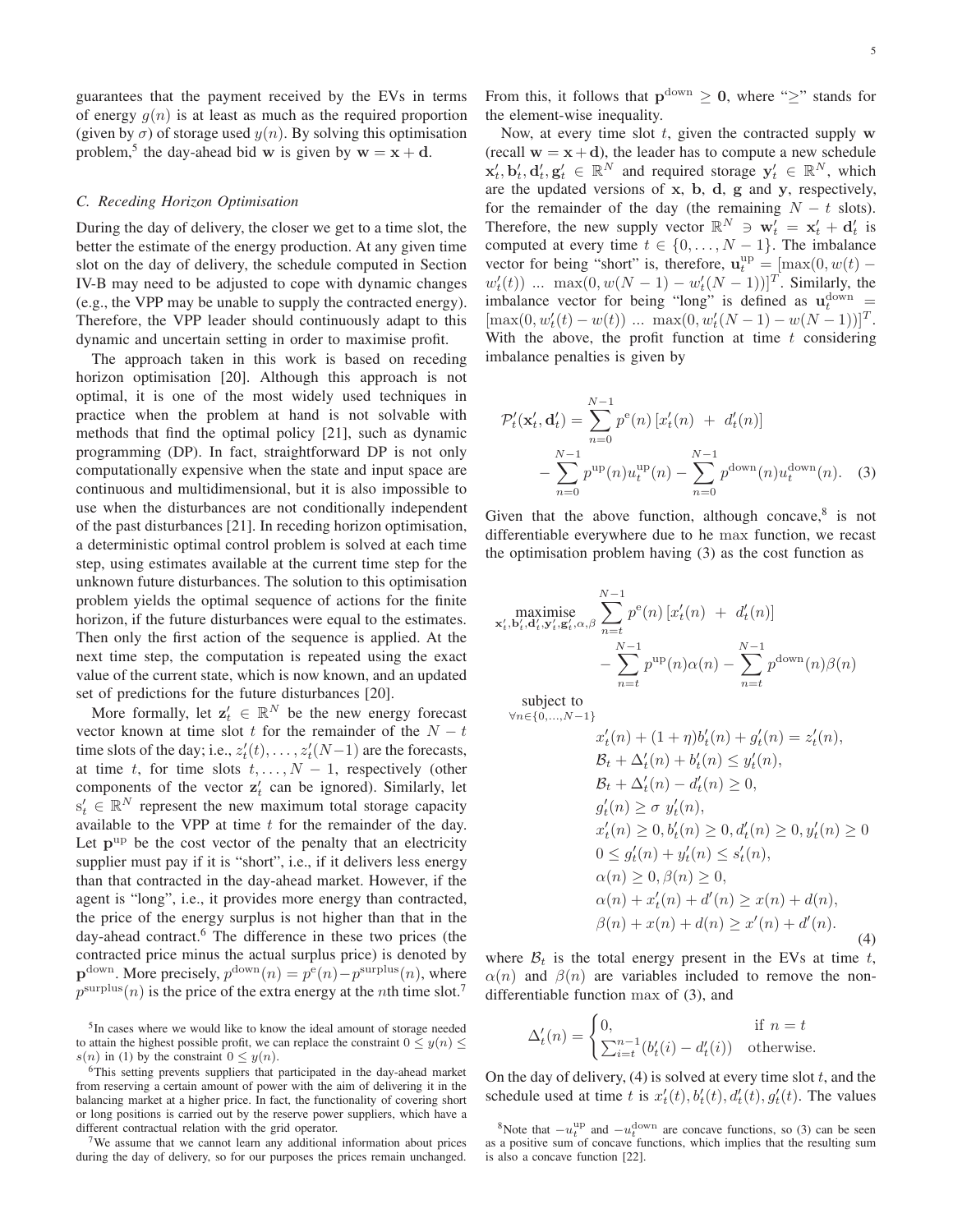guarantees that the payment received by the EVs in terms of energy $g(n)$ is at least as much as the required proportion (given by $\sigma$) of storage used $y(n)$. By solving this optimisation problem,[5] the day-ahead bid $\mathbf{w}$ is given by $\mathbf{w} = \mathbf{x} + \mathbf{d}$.

### C. Receding Horizon Optimisation

During the day of delivery, the closer we get to a time slot, the better the estimate of the energy production. At any given time slot on the day of delivery, the schedule computed in Section IV-B may need to be adjusted to cope with dynamic changes (e.g., the VPP may be unable to supply the contracted energy). Therefore, the VPP leader should continuously adapt to this dynamic and uncertain setting in order to maximise profit.

The approach taken in this work is based on receding horizon optimisation [20]. Although this approach is not optimal, it is one of the most widely used techniques in practice when the problem at hand is not solvable with methods that find the optimal policy [21], such as dynamic programming (DP). In fact, straightforward DP is not only computationally expensive when the state and input space are continuous and multidimensional, but it is also impossible to use when the disturbances are not conditionally independent of the past disturbances [21]. In receding horizon optimisation, a deterministic optimal control problem is solved at each time step, using estimates available at the current time step for the unknown future disturbances. The solution to this optimisation problem yields the optimal sequence of actions for the finite horizon, if the future disturbances were equal to the estimates. Then only the first action of the sequence is applied. At the next time step, the computation is repeated using the exact value of the current state, which is now known, and an updated set of predictions for the future disturbances [20].

More formally, let $\mathbf{z}'_t \in \mathbb{R}^N$ be the new energy forecast vector known at time slot $t$ for the remainder of the $N-t$ time slots of the day; i.e., $z'_t(t), \ldots, z'_t(N-1)$ are the forecasts, at time $t$, for time slots $t, \ldots, N-1$, respectively (other components of the vector $\mathbf{z}'_t$ can be ignored). Similarly, let $\mathrm{s}'_t \in \mathbb{R}^N$ represent the new maximum total storage capacity available to the VPP at time $t$ for the remainder of the day. Let $\mathbf{p}^{\mathrm{up}}$ be the cost vector of the penalty that an electricity supplier must pay if it is "short", i.e., if it delivers less energy than that contracted in the day-ahead market. However, if the agent is "long", i.e., it provides more energy than contracted, the price of the energy surplus is not higher than that in the day-ahead contract.[6] The difference in these two prices (the contracted price minus the actual surplus price) is denoted by $\mathbf{p}^{\mathrm{down}}$. More precisely, $p^{\mathrm{down}}(n) = p^{\mathrm{e}}(n) - p^{\mathrm{surplus}}(n)$, where $p^{\mathrm{surplus}}(n)$ is the price of the extra energy at the $n$th time slot.[7] From this, it follows that $\mathbf{p}^{\mathrm{down}} \geq \mathbf{0}$, where "$\geq$" stands for the element-wise inequality.

Now, at every time slot $t$, given the contracted supply $\mathbf{w}$ (recall $\mathbf{w} = \mathbf{x} + \mathbf{d}$), the leader has to compute a new schedule $\mathbf{x}'_t, \mathbf{b}'_t, \mathbf{d}'_t, \mathbf{g}'_t \in \mathbb{R}^N$ and required storage $\mathbf{y}'_t \in \mathbb{R}^N$, which are the updated versions of $\mathbf{x}$, $\mathbf{b}$, $\mathbf{d}$, $\mathbf{g}$ and $\mathbf{y}$, respectively, for the remainder of the day (the remaining $N-t$ slots). Therefore, the new supply vector $\mathbb{R}^N \ni \mathbf{w}'_t = \mathbf{x}'_t + \mathbf{d}'_t$ is computed at every time $t \in \{0, \ldots, N-1\}$. The imbalance vector for being "short" is, therefore, $\mathbf{u}^{\mathrm{up}}_t = [\max(0, w(t) - w'_t(t)) \ \ldots \ \max(0, w(N-1) - w'_t(N-1))]^T$. Similarly, the imbalance vector for being "long" is defined as $\mathbf{u}^{\mathrm{down}}_t = [\max(0, w'_t(t) - w(t)) \ \ldots \ \max(0, w'_t(N-1) - w(N-1))]^T$. With the above, the profit function at time $t$ considering imbalance penalties is given by

$$\mathcal{P}'_t(\mathbf{x}'_t, \mathbf{d}'_t) = \sum_{n=0}^{N-1} p^{\mathrm{e}}(n) \left[x'_t(n) \ + \ d'_t(n)\right] - \sum_{n=0}^{N-1} p^{\mathrm{up}}(n) u^{\mathrm{up}}_t(n) - \sum_{n=0}^{N-1} p^{\mathrm{down}}(n) u^{\mathrm{down}}_t(n). \quad (3)$$

Given that the above function, although concave,[8] is not differentiable everywhere due to he max function, we recast the optimisation problem having (3) as the cost function as

$$\begin{aligned}
\underset{\mathbf{x}'_t, \mathbf{b}'_t, \mathbf{d}'_t, \mathbf{y}'_t, \mathbf{g}'_t, \alpha, \beta}{\text{maximise}} \quad & \sum_{n=t}^{N-1} p^{\mathrm{e}}(n) \left[x'_t(n) \ + \ d'_t(n)\right] - \sum_{n=t}^{N-1} p^{\mathrm{up}}(n) \alpha(n) - \sum_{n=t}^{N-1} p^{\mathrm{down}}(n) \beta(n) \\
\underset{\forall n \in \{0, \ldots, N-1\}}{\text{subject to}} \quad & x'_t(n) + (1+\eta) b'_t(n) + g'_t(n) = z'_t(n), \\
& \mathcal{B}_t + \Delta'_t(n) + b'_t(n) \leq y'_t(n), \\
& \mathcal{B}_t + \Delta'_t(n) - d'_t(n) \geq 0, \\
& g'_t(n) \geq \sigma \ y'_t(n), \\
& x'_t(n) \geq 0, b'_t(n) \geq 0, d'_t(n) \geq 0, y'_t(n) \geq 0 \\
& 0 \leq g'_t(n) + y'_t(n) \leq s'_t(n), \\
& \alpha(n) \geq 0, \beta(n) \geq 0, \\
& \alpha(n) + x'_t(n) + d'(n) \geq x(n) + d(n), \\
& \beta(n) + x(n) + d(n) \geq x'(n) + d'(n).
\end{aligned} \quad (4)$$

where $\mathcal{B}_t$ is the total energy present in the EVs at time $t$, $\alpha(n)$ and $\beta(n)$ are variables included to remove the non-differentiable function max of (3), and

$$\Delta'_t(n) = \begin{cases} 0, & \text{if } n = t \\ \sum_{i=t}^{n-1} (b'_t(i) - d'_t(i)) & \text{otherwise.} \end{cases}$$

On the day of delivery, (4) is solved at every time slot $t$, and the schedule used at time $t$ is $x'_t(t), b'_t(t), d'_t(t), g'_t(t)$. The values

[5] In cases where we would like to know the ideal amount of storage needed to attain the highest possible profit, we can replace the constraint $0 \leq y(n) \leq s(n)$ in (1) by the constraint $0 \leq y(n)$.

[6] This setting prevents suppliers that participated in the day-ahead market from reserving a certain amount of power with the aim of delivering it in the balancing market at a higher price. In fact, the functionality of covering short or long positions is carried out by the reserve power suppliers, which have a different contractual relation with the grid operator.

[7] We assume that we cannot learn any additional information about prices during the day of delivery, so for our purposes the prices remain unchanged.

[8] Note that $-u^{\mathrm{up}}_t$ and $-u^{\mathrm{down}}_t$ are concave functions, so (3) can be seen as a positive sum of concave functions, which implies that the resulting sum is also a concave function [22].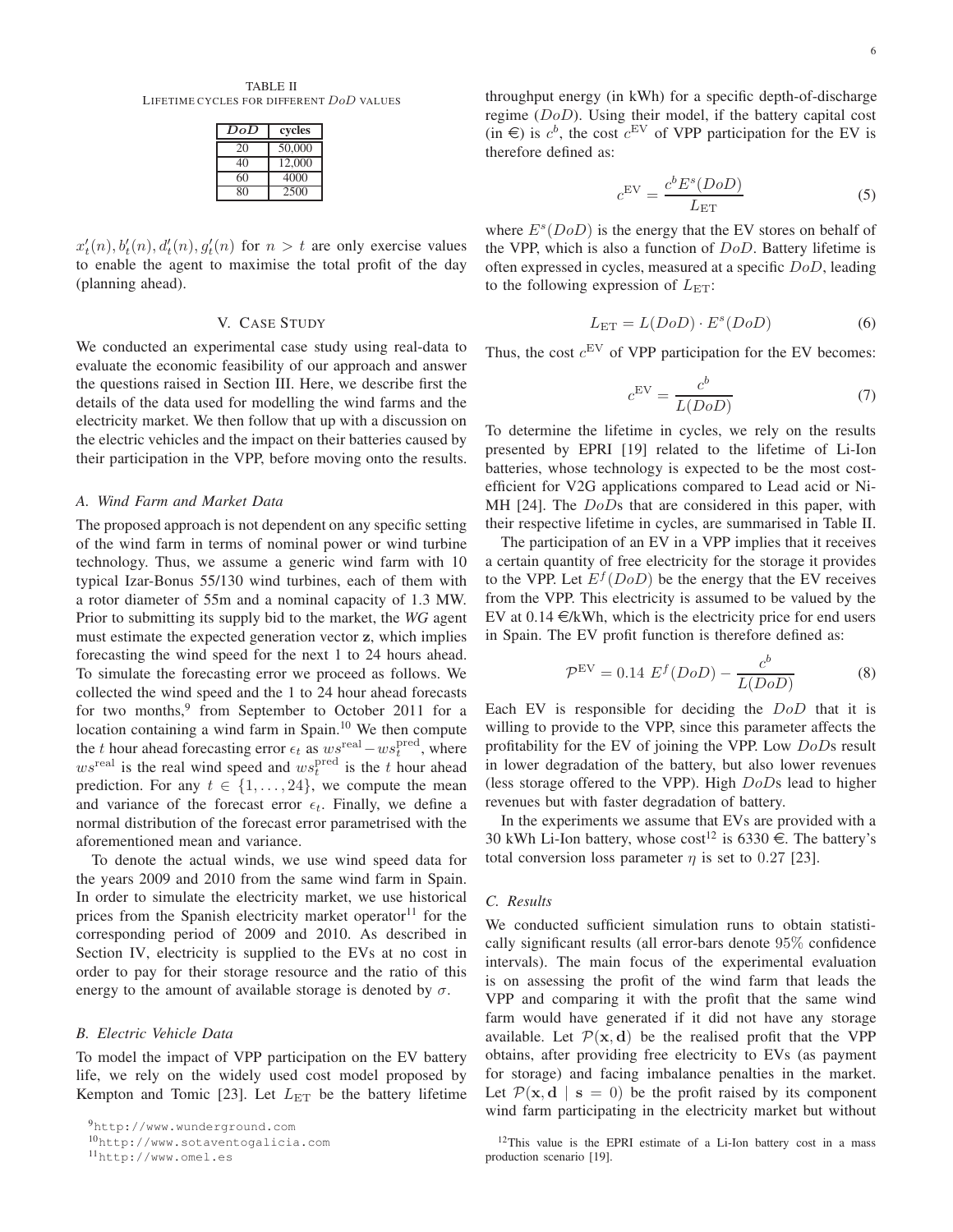TABLE II
LIFETIME CYCLES FOR DIFFERENT $DoD$ VALUES

| $DoD$ | cycles |
| --- | --- |
| 20 | 50,000 |
| 40 | 12,000 |
| 60 | 4000 |
| 80 | 2500 |

$x'_t(n), b'_t(n), d'_t(n), g'_t(n)$ for $n > t$ are only exercise values to enable the agent to maximise the total profit of the day (planning ahead).

## V. CASE STUDY

We conducted an experimental case study using real-data to evaluate the economic feasibility of our approach and answer the questions raised in Section III. Here, we describe first the details of the data used for modelling the wind farms and the electricity market. We then follow that up with a discussion on the electric vehicles and the impact on their batteries caused by their participation in the VPP, before moving onto the results.

### A. Wind Farm and Market Data

The proposed approach is not dependent on any specific setting of the wind farm in terms of nominal power or wind turbine technology. Thus, we assume a generic wind farm with 10 typical Izar-Bonus 55/130 wind turbines, each of them with a rotor diameter of 55m and a nominal capacity of 1.3 MW. Prior to submitting its supply bid to the market, the *WG* agent must estimate the expected generation vector $\mathbf{z}$, which implies forecasting the wind speed for the next 1 to 24 hours ahead. To simulate the forecasting error we proceed as follows. We collected the wind speed and the 1 to 24 hour ahead forecasts for two months,[9] from September to October 2011 for a location containing a wind farm in Spain.[10] We then compute the $t$ hour ahead forecasting error $\epsilon_t$ as $ws^{\text{real}} - ws_t^{\text{pred}}$, where $ws^{\text{real}}$ is the real wind speed and $ws_t^{\text{pred}}$ is the $t$ hour ahead prediction. For any $t \in \{1, \ldots, 24\}$, we compute the mean and variance of the forecast error $\epsilon_t$. Finally, we define a normal distribution of the forecast error parametrised with the aforementioned mean and variance.

To denote the actual winds, we use wind speed data for the years 2009 and 2010 from the same wind farm in Spain. In order to simulate the electricity market, we use historical prices from the Spanish electricity market operator[11] for the corresponding period of 2009 and 2010. As described in Section IV, electricity is supplied to the EVs at no cost in order to pay for their storage resource and the ratio of this energy to the amount of available storage is denoted by $\sigma$.

### B. Electric Vehicle Data

To model the impact of VPP participation on the EV battery life, we rely on the widely used cost model proposed by Kempton and Tomic [23]. Let $L_{\text{ET}}$ be the battery lifetime throughput energy (in kWh) for a specific depth-of-discharge regime ($DoD$). Using their model, if the battery capital cost (in €) is $c^b$, the cost $c^{\text{EV}}$ of VPP participation for the EV is therefore defined as:

$$c^{\text{EV}} = \frac{c^b E^s(DoD)}{L_{\text{ET}}} \tag{5}$$

where $E^s(DoD)$ is the energy that the EV stores on behalf of the VPP, which is also a function of $DoD$. Battery lifetime is often expressed in cycles, measured at a specific $DoD$, leading to the following expression of $L_{\text{ET}}$:

$$L_{\text{ET}} = L(DoD) \cdot E^s(DoD) \tag{6}$$

Thus, the cost $c^{\text{EV}}$ of VPP participation for the EV becomes:

$$c^{\text{EV}} = \frac{c^b}{L(DoD)} \tag{7}$$

To determine the lifetime in cycles, we rely on the results presented by EPRI [19] related to the lifetime of Li-Ion batteries, whose technology is expected to be the most cost-efficient for V2G applications compared to Lead acid or Ni-MH [24]. The $DoD$s that are considered in this paper, with their respective lifetime in cycles, are summarised in Table II.

The participation of an EV in a VPP implies that it receives a certain quantity of free electricity for the storage it provides to the VPP. Let $E^f(DoD)$ be the energy that the EV receives from the VPP. This electricity is assumed to be valued by the EV at 0.14 €/kWh, which is the electricity price for end users in Spain. The EV profit function is therefore defined as:

$$\mathcal{P}^{\text{EV}} = 0.14 \ E^f(DoD) - \frac{c^b}{L(DoD)} \tag{8}$$

Each EV is responsible for deciding the $DoD$ that it is willing to provide to the VPP, since this parameter affects the profitability for the EV of joining the VPP. Low $DoD$s result in lower degradation of the battery, but also lower revenues (less storage offered to the VPP). High $DoD$s lead to higher revenues but with faster degradation of battery.

In the experiments we assume that EVs are provided with a 30 kWh Li-Ion battery, whose cost[12] is 6330 €. The battery's total conversion loss parameter $\eta$ is set to 0.27 [23].

### C. Results

We conducted sufficient simulation runs to obtain statistically significant results (all error-bars denote 95% confidence intervals). The main focus of the experimental evaluation is on assessing the profit of the wind farm that leads the VPP and comparing it with the profit that the same wind farm would have generated if it did not have any storage available. Let $\mathcal{P}(\mathbf{x}, \mathbf{d})$ be the realised profit that the VPP obtains, after providing free electricity to EVs (as payment for storage) and facing imbalance penalties in the market. Let $\mathcal{P}(\mathbf{x}, \mathbf{d} \mid \mathbf{s} = 0)$ be the profit raised by its component wind farm participating in the electricity market but without

[9] http://www.wunderground.com

[10] http://www.sotaventogalicia.com

[11] http://www.omel.es

[12] This value is the EPRI estimate of a Li-Ion battery cost in a mass production scenario [19].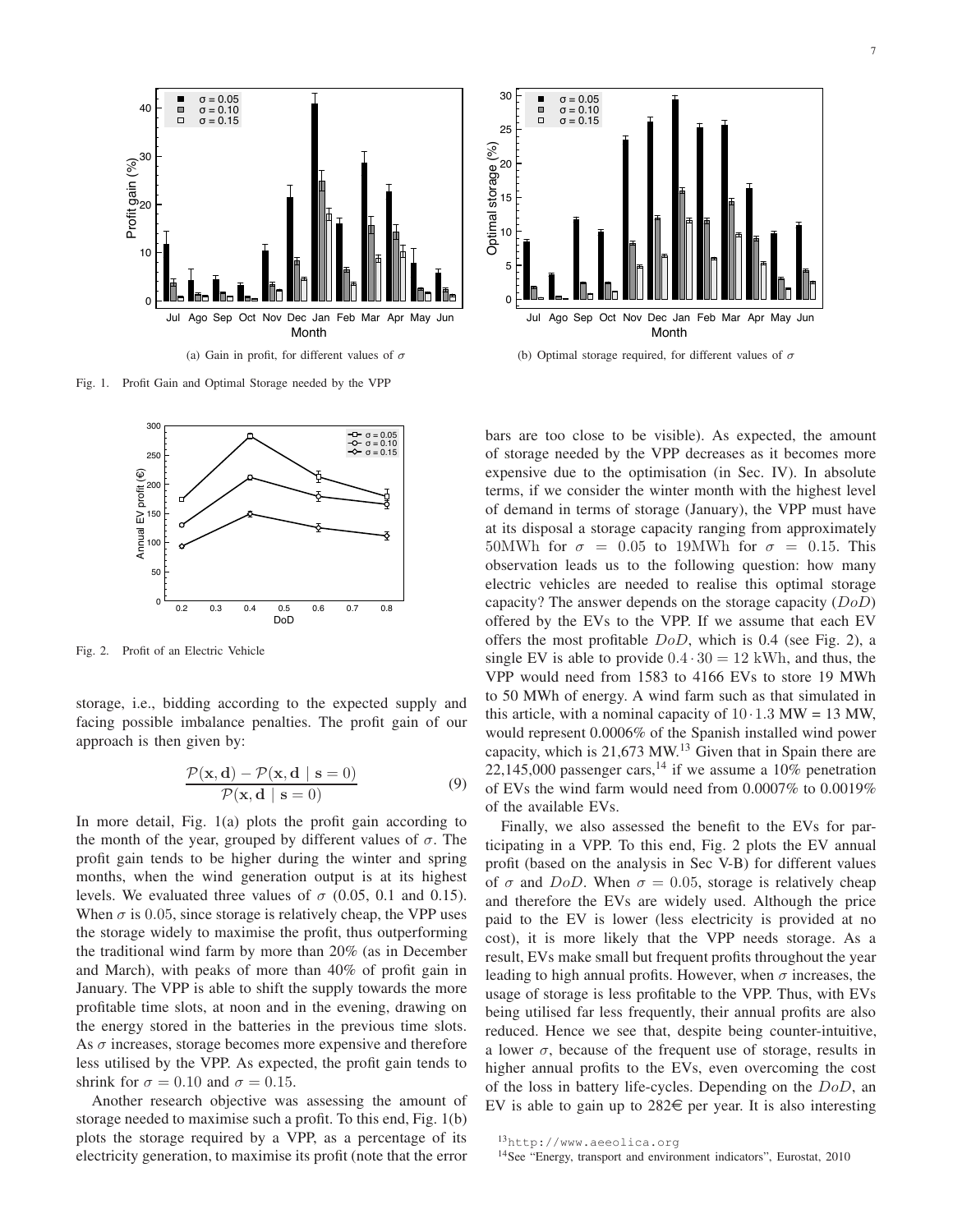(a) Gain in profit, for different values of $\sigma$

(b) Optimal storage required, for different values of $\sigma$

Fig. 1. Profit Gain and Optimal Storage needed by the VPP

Fig. 2. Profit of an Electric Vehicle

storage, i.e., bidding according to the expected supply and facing possible imbalance penalties. The profit gain of our approach is then given by:

$$\frac{\mathcal{P}(\mathbf{x}, \mathbf{d}) - \mathcal{P}(\mathbf{x}, \mathbf{d} \mid \mathbf{s} = 0)}{\mathcal{P}(\mathbf{x}, \mathbf{d} \mid \mathbf{s} = 0)} \tag{9}$$

In more detail, Fig. 1(a) plots the profit gain according to the month of the year, grouped by different values of $\sigma$. The profit gain tends to be higher during the winter and spring months, when the wind generation output is at its highest levels. We evaluated three values of $\sigma$ (0.05, 0.1 and 0.15). When $\sigma$ is 0.05, since storage is relatively cheap, the VPP uses the storage widely to maximise the profit, thus outperforming the traditional wind farm by more than 20% (as in December and March), with peaks of more than 40% of profit gain in January. The VPP is able to shift the supply towards the more profitable time slots, at noon and in the evening, drawing on the energy stored in the batteries in the previous time slots. As $\sigma$ increases, storage becomes more expensive and therefore less utilised by the VPP. As expected, the profit gain tends to shrink for $\sigma = 0.10$ and $\sigma = 0.15$.

Another research objective was assessing the amount of storage needed to maximise such a profit. To this end, Fig. 1(b) plots the storage required by a VPP, as a percentage of its electricity generation, to maximise its profit (note that the error bars are too close to be visible). As expected, the amount of storage needed by the VPP decreases as it becomes more expensive due to the optimisation (in Sec. IV). In absolute terms, if we consider the winter month with the highest level of demand in terms of storage (January), the VPP must have at its disposal a storage capacity ranging from approximately 50MWh for $\sigma = 0.05$ to 19MWh for $\sigma = 0.15$. This observation leads us to the following question: how many electric vehicles are needed to realise this optimal storage capacity? The answer depends on the storage capacity ($DoD$) offered by the EVs to the VPP. If we assume that each EV offers the most profitable $DoD$, which is 0.4 (see Fig. 2), a single EV is able to provide $0.4 \cdot 30 = 12$ kWh, and thus, the VPP would need from 1583 to 4166 EVs to store 19 MWh to 50 MWh of energy. A wind farm such as that simulated in this article, with a nominal capacity of $10 \cdot 1.3$ MW = 13 MW, would represent 0.0006% of the Spanish installed wind power capacity, which is 21,673 MW.[13] Given that in Spain there are 22,145,000 passenger cars,[14] if we assume a 10% penetration of EVs the wind farm would need from 0.0007% to 0.0019% of the available EVs.

Finally, we also assessed the benefit to the EVs for participating in a VPP. To this end, Fig. 2 plots the EV annual profit (based on the analysis in Sec V-B) for different values of $\sigma$ and $DoD$. When $\sigma = 0.05$, storage is relatively cheap and therefore the EVs are widely used. Although the price paid to the EV is lower (less electricity is provided at no cost), it is more likely that the VPP needs storage. As a result, EVs make small but frequent profits throughout the year leading to high annual profits. However, when $\sigma$ increases, the usage of storage is less profitable to the VPP. Thus, with EVs being utilised far less frequently, their annual profits are also reduced. Hence we see that, despite being counter-intuitive, a lower $\sigma$, because of the frequent use of storage, results in higher annual profits to the EVs, even overcoming the cost of the loss in battery life-cycles. Depending on the $DoD$, an EV is able to gain up to 282€ per year. It is also interesting

[13] http://www.aeeolica.org

[14] See "Energy, transport and environment indicators", Eurostat, 2010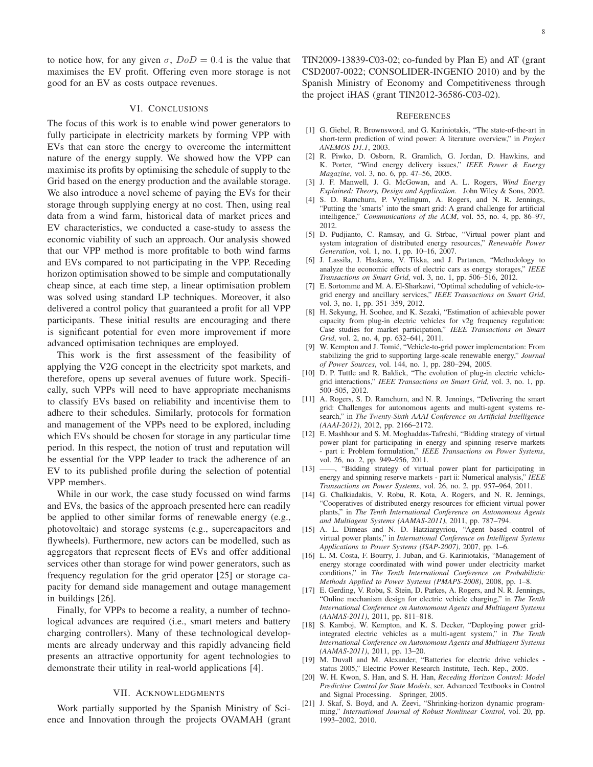to notice how, for any given $\sigma$, $DoD = 0.4$ is the value that maximises the EV profit. Offering even more storage is not good for an EV as costs outpace revenues.

## VI. Conclusions

The focus of this work is to enable wind power generators to fully participate in electricity markets by forming VPP with EVs that can store the energy to overcome the intermittent nature of the energy supply. We showed how the VPP can maximise its profits by optimising the schedule of supply to the Grid based on the energy production and the available storage. We also introduce a novel scheme of paying the EVs for their storage through supplying energy at no cost. Then, using real data from a wind farm, historical data of market prices and EV characteristics, we conducted a case-study to assess the economic viability of such an approach. Our analysis showed that our VPP method is more profitable to both wind farms and EVs compared to not participating in the VPP. Receding horizon optimisation showed to be simple and computationally cheap since, at each time step, a linear optimisation problem was solved using standard LP techniques. Moreover, it also delivered a control policy that guaranteed a profit for all VPP participants. These initial results are encouraging and there is significant potential for even more improvement if more advanced optimisation techniques are employed.

This work is the first assessment of the feasibility of applying the V2G concept in the electricity spot markets, and therefore, opens up several avenues of future work. Specifically, such VPPs will need to have appropriate mechanisms to classify EVs based on reliability and incentivise them to adhere to their schedules. Similarly, protocols for formation and management of the VPPs need to be explored, including which EVs should be chosen for storage in any particular time period. In this respect, the notion of trust and reputation will be essential for the VPP leader to track the adherence of an EV to its published profile during the selection of potential VPP members.

While in our work, the case study focussed on wind farms and EVs, the basics of the approach presented here can readily be applied to other similar forms of renewable energy (e.g., photovoltaic) and storage systems (e.g., supercapacitors and flywheels). Furthermore, new actors can be modelled, such as aggregators that represent fleets of EVs and offer additional services other than storage for wind power generators, such as frequency regulation for the grid operator [25] or storage capacity for demand side management and outage management in buildings [26].

Finally, for VPPs to become a reality, a number of technological advances are required (i.e., smart meters and battery charging controllers). Many of these technological developments are already underway and this rapidly advancing field presents an attractive opportunity for agent technologies to demonstrate their utility in real-world applications [4].

## VII. Acknowledgments

Work partially supported by the Spanish Ministry of Science and Innovation through the projects OVAMAH (grant TIN2009-13839-C03-02; co-funded by Plan E) and AT (grant CSD2007-0022; CONSOLIDER-INGENIO 2010) and by the Spanish Ministry of Economy and Competitiveness through the project iHAS (grant TIN2012-36586-C03-02).

## References

[1] G. Giebel, R. Brownsword, and G. Kariniotakis, "The state-of-the-art in short-term prediction of wind power: A literature overview," in *Project ANEMOS D1.1*, 2003.

[2] R. Piwko, D. Osborn, R. Gramlich, G. Jordan, D. Hawkins, and K. Porter, "Wind energy delivery issues," *IEEE Power & Energy Magazine*, vol. 3, no. 6, pp. 47–56, 2005.

[3] J. F. Manwell, J. G. McGowan, and A. L. Rogers, *Wind Energy Explained: Theory, Design and Application*. John Wiley & Sons, 2002.

[4] S. D. Ramchurn, P. Vytelingum, A. Rogers, and N. R. Jennings, "Putting the 'smarts' into the smart grid: A grand challenge for artificial intelligence," *Communications of the ACM*, vol. 55, no. 4, pp. 86–97, 2012.

[5] D. Pudjianto, C. Ramsay, and G. Strbac, "Virtual power plant and system integration of distributed energy resources," *Renewable Power Generation*, vol. 1, no. 1, pp. 10–16, 2007.

[6] J. Lassila, J. Haakana, V. Tikka, and J. Partanen, "Methodology to analyze the economic effects of electric cars as energy storages," *IEEE Transactions on Smart Grid*, vol. 3, no. 1, pp. 506–516, 2012.

[7] E. Sortomme and M. A. El-Sharkawi, "Optimal scheduling of vehicle-to-grid energy and ancillary services," *IEEE Transactions on Smart Grid*, vol. 3, no. 1, pp. 351–359, 2012.

[8] H. Sekyung, H. Soohee, and K. Sezaki, "Estimation of achievable power capacity from plug-in electric vehicles for v2g frequency regulation: Case studies for market participation," *IEEE Transactions on Smart Grid*, vol. 2, no. 4, pp. 632–641, 2011.

[9] W. Kempton and J. Tomić, "Vehicle-to-grid power implementation: From stabilizing the grid to supporting large-scale renewable energy," *Journal of Power Sources*, vol. 144, no. 1, pp. 280–294, 2005.

[10] D. P. Tuttle and R. Baldick, "The evolution of plug-in electric vehicle-grid interactions," *IEEE Transactions on Smart Grid*, vol. 3, no. 1, pp. 500–505, 2012.

[11] A. Rogers, S. D. Ramchurn, and N. R. Jennings, "Delivering the smart grid: Challenges for autonomous agents and multi-agent systems research," in *The Twenty-Sixth AAAI Conference on Artificial Intelligence (AAAI-2012)*, 2012, pp. 2166–2172.

[12] E. Mashhour and S. M. Moghaddas-Tafreshi, "Bidding strategy of virtual power plant for participating in energy and spinning reserve markets - part i: Problem formulation," *IEEE Transactions on Power Systems*, vol. 26, no. 2, pp. 949–956, 2011.

[13] ——, "Bidding strategy of virtual power plant for participating in energy and spinning reserve markets - part ii: Numerical analysis," *IEEE Transactions on Power Systems*, vol. 26, no. 2, pp. 957–964, 2011.

[14] G. Chalkiadakis, V. Robu, R. Kota, A. Rogers, and N. R. Jennings, "Cooperatives of distributed energy resources for efficient virtual power plants," in *The Tenth International Conference on Autonomous Agents and Multiagent Systems (AAMAS-2011)*, 2011, pp. 787–794.

[15] A. L. Dimeas and N. D. Hatziargyriou, "Agent based control of virtual power plants," in *International Conference on Intelligent Systems Applications to Power Systems (ISAP-2007)*, 2007, pp. 1–6.

[16] L. M. Costa, F. Bourry, J. Juban, and G. Kariniotakis, "Management of energy storage coordinated with wind power under electricity market conditions," in *The Tenth International Conference on Probabilistic Methods Applied to Power Systems (PMAPS-2008)*, 2008, pp. 1–8.

[17] E. Gerding, V. Robu, S. Stein, D. Parkes, A. Rogers, and N. R. Jennings, "Online mechanism design for electric vehicle charging," in *The Tenth International Conference on Autonomous Agents and Multiagent Systems (AAMAS-2011)*, 2011, pp. 811–818.

[18] S. Kamboj, W. Kempton, and K. S. Decker, "Deploying power grid-integrated electric vehicles as a multi-agent system," in *The Tenth International Conference on Autonomous Agents and Multiagent Systems (AAMAS-2011)*, 2011, pp. 13–20.

[19] M. Duvall and M. Alexander, "Batteries for electric drive vehicles - status 2005," Electric Power Research Institute, Tech. Rep., 2005.

[20] W. H. Kwon, S. Han, and S. H. Han, *Receding Horizon Control: Model Predictive Control for State Models*, ser. Advanced Textbooks in Control and Signal Processing. Springer, 2005.

[21] J. Skaf, S. Boyd, and A. Zeevi, "Shrinking-horizon dynamic programming," *International Journal of Robust Nonlinear Control*, vol. 20, pp. 1993–2002, 2010.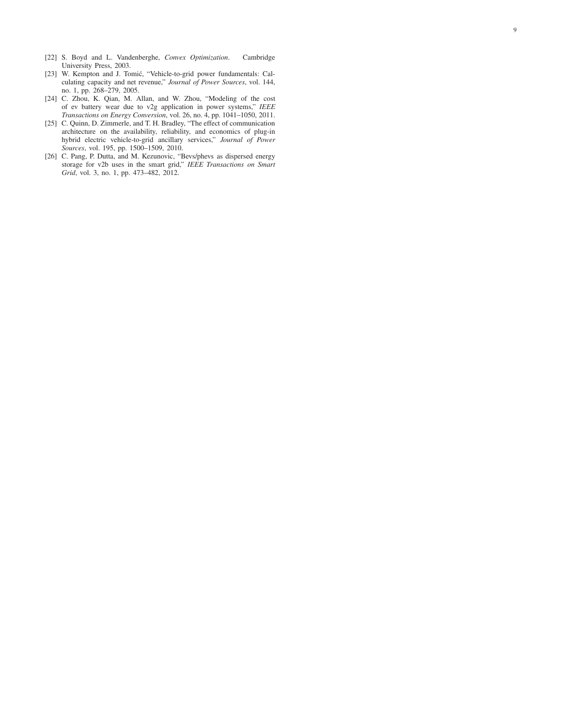[22] S. Boyd and L. Vandenberghe, *Convex Optimization*. Cambridge University Press, 2003.

[23] W. Kempton and J. Tomić, "Vehicle-to-grid power fundamentals: Calculating capacity and net revenue," *Journal of Power Sources*, vol. 144, no. 1, pp. 268–279, 2005.

[24] C. Zhou, K. Qian, M. Allan, and W. Zhou, "Modeling of the cost of ev battery wear due to v2g application in power systems," *IEEE Transactions on Energy Conversion*, vol. 26, no. 4, pp. 1041–1050, 2011.

[25] C. Quinn, D. Zimmerle, and T. H. Bradley, "The effect of communication architecture on the availability, reliability, and economics of plug-in hybrid electric vehicle-to-grid ancillary services," *Journal of Power Sources*, vol. 195, pp. 1500–1509, 2010.

[26] C. Pang, P. Dutta, and M. Kezunovic, "Bevs/phevs as dispersed energy storage for v2b uses in the smart grid," *IEEE Transactions on Smart Grid*, vol. 3, no. 1, pp. 473–482, 2012.